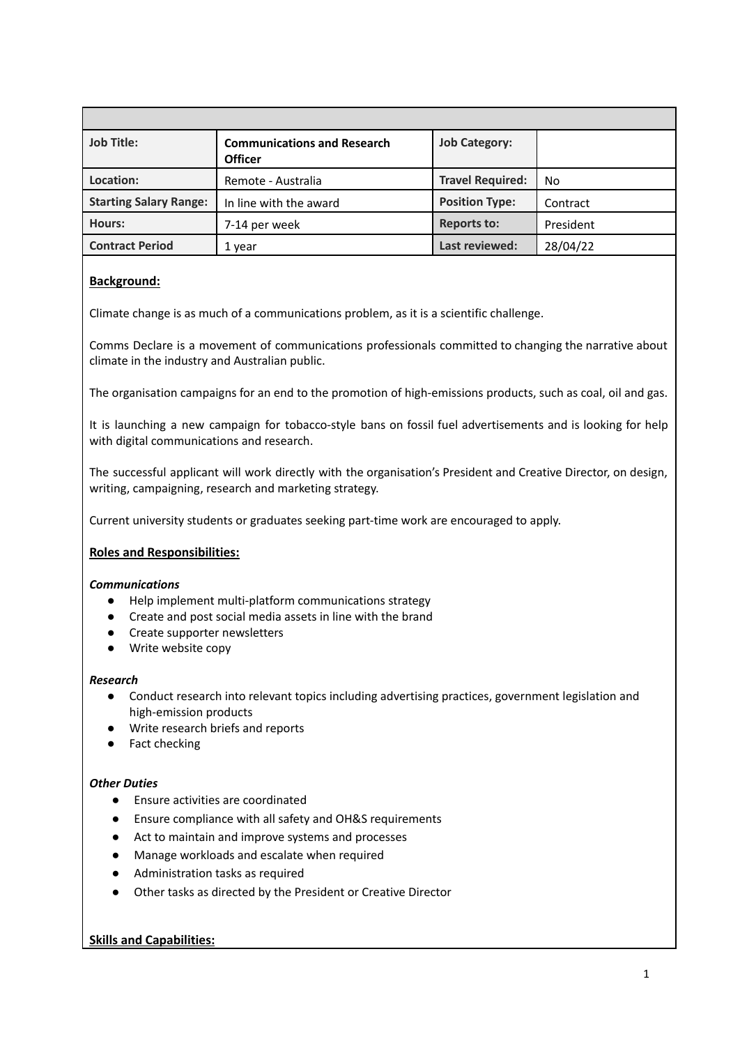| Job Title: | Communications and Research Officer | Job Category: | |
|---|---|---|---|
| Location: | Remote - Australia | Travel Required: | No |
| Starting Salary Range: | In line with the award | Position Type: | Contract |
| Hours: | 7-14 per week | Reports to: | President |
| Contract Period | 1 year | Last reviewed: | 28/04/22 |

**Background:**

Climate change is as much of a communications problem, as it is a scientific challenge.

Comms Declare is a movement of communications professionals committed to changing the narrative about climate in the industry and Australian public.

The organisation campaigns for an end to the promotion of high-emissions products, such as coal, oil and gas.

It is launching a new campaign for tobacco-style bans on fossil fuel advertisements and is looking for help with digital communications and research.

The successful applicant will work directly with the organisation's President and Creative Director, on design, writing, campaigning, research and marketing strategy.

Current university students or graduates seeking part-time work are encouraged to apply.

**Roles and Responsibilities:**

***Communications***

- Help implement multi-platform communications strategy
- Create and post social media assets in line with the brand
- Create supporter newsletters
- Write website copy

***Research***

- Conduct research into relevant topics including advertising practices, government legislation and high-emission products
- Write research briefs and reports
- Fact checking

***Other Duties***

- Ensure activities are coordinated
- Ensure compliance with all safety and OH&S requirements
- Act to maintain and improve systems and processes
- Manage workloads and escalate when required
- Administration tasks as required
- Other tasks as directed by the President or Creative Director

**Skills and Capabilities:**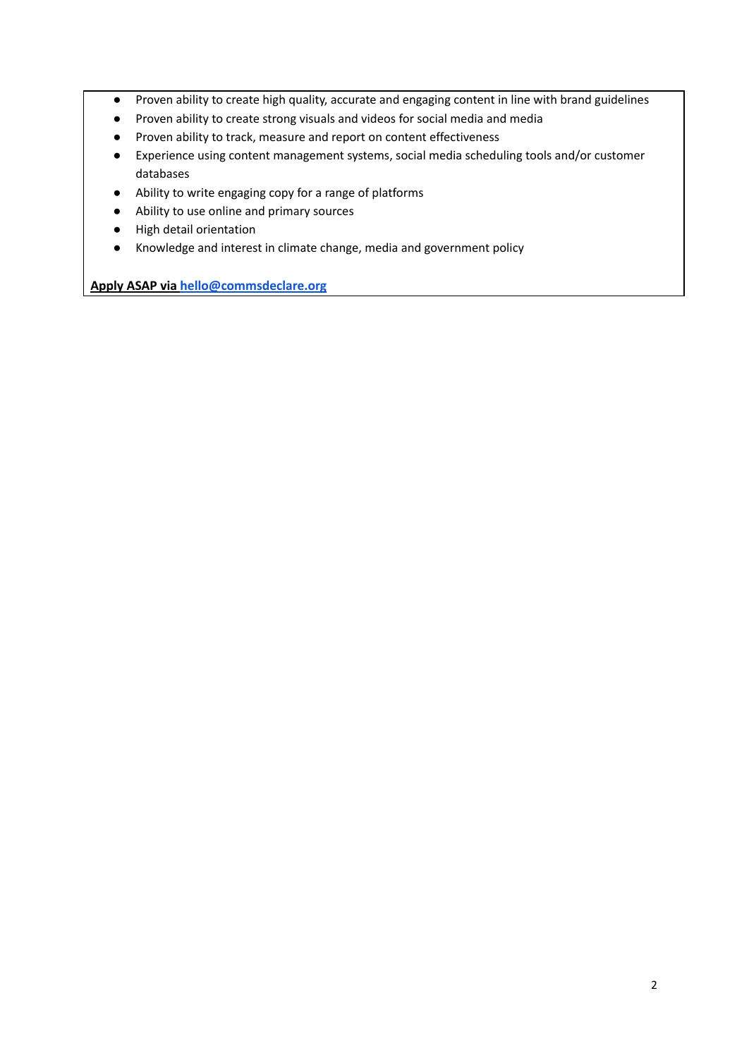- Proven ability to create high quality, accurate and engaging content in line with brand guidelines
- Proven ability to create strong visuals and videos for social media and media
- Proven ability to track, measure and report on content effectiveness
- Experience using content management systems, social media scheduling tools and/or customer databases
- Ability to write engaging copy for a range of platforms
- Ability to use online and primary sources
- High detail orientation
- Knowledge and interest in climate change, media and government policy

**Apply ASAP via hello@commsdeclare.org**